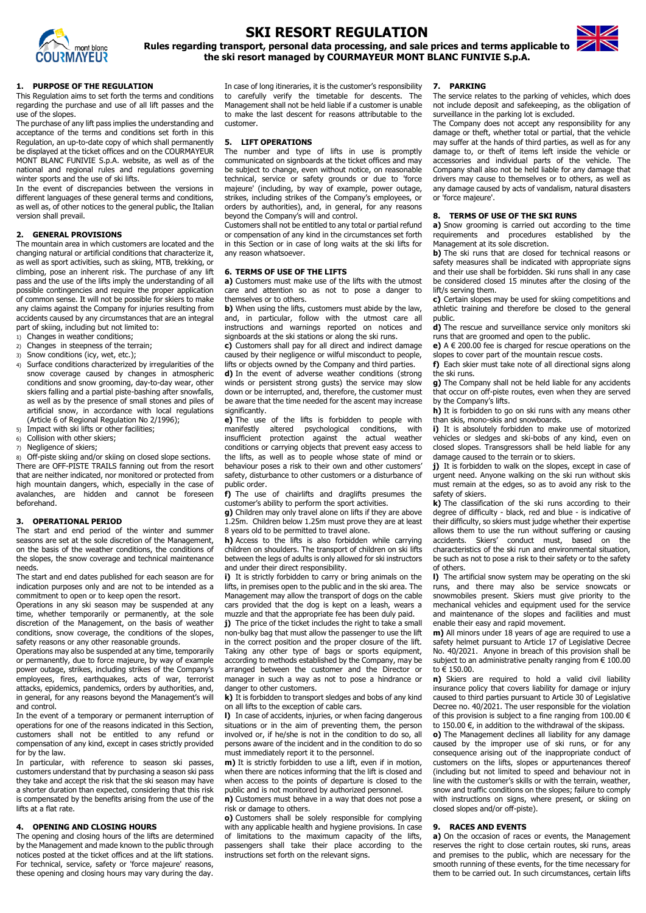# SKI RESORT REGULATION

**Rules regarding transport, personal data processing, and sale prices and terms applicable to the ski resort managed by COURMAYEUR MONT BLANC FUNIVIE S.p.A.**

## 1. PURPOSE OF THE REGULATION

This Regulation aims to set forth the terms and conditions regarding the purchase and use of all lift passes and the use of the slopes.

The purchase of any lift pass implies the understanding and acceptance of the terms and conditions set forth in this Regulation, an up-to-date copy of which shall permanently be displayed at the ticket offices and on the COURMAYEUR MONT BLANC FUNIVIE S.p.A. website, as well as of the national and regional rules and regulations governing winter sports and the use of ski lifts.

In the event of discrepancies between the versions in different languages of these general terms and conditions, as well as, of other notices to the general public, the Italian version shall prevail.

## 2. GENERAL PROVISIONS

The mountain area in which customers are located and the changing natural or artificial conditions that characterize it, as well as sport activities, such as skiing, MTB, trekking, or climbing, pose an inherent risk. The purchase of any lift pass and the use of the lifts imply the understanding of all possible contingencies and require the proper application of common sense. It will not be possible for skiers to make any claims against the Company for injuries resulting from accidents caused by any circumstances that are an integral part of skiing, including but not limited to:

1) Changes in weather conditions;
2) Changes in steepness of the terrain;
3) Snow conditions (icy, wet, etc.);
4) Surface conditions characterized by irregularities of the snow coverage caused by changes in atmospheric conditions and snow grooming, day-to-day wear, other skiers falling and a partial piste-bashing after snowfalls, as well as by the presence of small stones and piles of artificial snow, in accordance with local regulations (Article 6 of Regional Regulation No 2/1996);
5) Impact with ski lifts or other facilities;
6) Collision with other skiers;
7) Negligence of skiers;
8) Off-piste skiing and/or skiing on closed slope sections.

There are OFF-PISTE TRAILS fanning out from the resort that are neither indicated, nor monitored or protected from high mountain dangers, which, especially in the case of avalanches, are hidden and cannot be foreseen beforehand.

## 3. OPERATIONAL PERIOD

The start and end period of the winter and summer seasons are set at the sole discretion of the Management, on the basis of the weather conditions, the conditions of the slopes, the snow coverage and technical maintenance needs.

The start and end dates published for each season are for indication purposes only and are not to be intended as a commitment to open or to keep open the resort.

Operations in any ski season may be suspended at any time, whether temporarily or permanently, at the sole discretion of the Management, on the basis of weather conditions, snow coverage, the conditions of the slopes, safety reasons or any other reasonable grounds.

Operations may also be suspended at any time, temporarily or permanently, due to force majeure, by way of example power outage, strikes, including strikes of the Company's employees, fires, earthquakes, acts of war, terrorist attacks, epidemics, pandemics, orders by authorities, and, in general, for any reasons beyond the Management's will and control.

In the event of a temporary or permanent interruption of operations for one of the reasons indicated in this Section, customers shall not be entitled to any refund or compensation of any kind, except in cases strictly provided for by the law.

In particular, with reference to season ski passes, customers understand that by purchasing a season ski pass they take and accept the risk that the ski season may have a shorter duration than expected, considering that this risk is compensated by the benefits arising from the use of the lifts at a flat rate.

## 4. OPENING AND CLOSING HOURS

The opening and closing hours of the lifts are determined by the Management and made known to the public through notices posted at the ticket offices and at the lift stations. For technical, service, safety or 'force majeure' reasons, these opening and closing hours may vary during the day.

In case of long itineraries, it is the customer's responsibility to carefully verify the timetable for descents. The Management shall not be held liable if a customer is unable to make the last descent for reasons attributable to the customer.

## 5. LIFT OPERATIONS

The number and type of lifts in use is promptly communicated on signboards at the ticket offices and may be subject to change, even without notice, on reasonable technical, service or safety grounds or due to 'force majeure' (including, by way of example, power outage, strikes, including strikes of the Company's employees, or orders by authorities), and, in general, for any reasons beyond the Company's will and control.

Customers shall not be entitled to any total or partial refund or compensation of any kind in the circumstances set forth in this Section or in case of long waits at the ski lifts for any reason whatsoever.

## 6. TERMS OF USE OF THE LIFTS

**a)** Customers must make use of the lifts with the utmost care and attention so as not to pose a danger to themselves or to others.

**b)** When using the lifts, customers must abide by the law, and, in particular, follow with the utmost care all instructions and warnings reported on notices and signboards at the ski stations or along the ski runs.

**c)** Customers shall pay for all direct and indirect damage caused by their negligence or wilful misconduct to people, lifts or objects owned by the Company and third parties.

**d)** In the event of adverse weather conditions (strong winds or persistent strong gusts) the service may slow down or be interrupted, and, therefore, the customer must be aware that the time needed for the ascent may increase significantly.

**e)** The use of the lifts is forbidden to people with manifestly altered psychological conditions, with insufficient protection against the actual weather conditions or carrying objects that prevent easy access to the lifts, as well as to people whose state of mind or behaviour poses a risk to their own and other customers' safety, disturbance to other customers or a disturbance of public order.

**f)** The use of chairlifts and draglifts presumes the customer's ability to perform the sport activities.

**g)** Children may only travel alone on lifts if they are above 1.25m. Children below 1.25m must prove they are at least 8 years old to be permitted to travel alone.

**h)** Access to the lifts is also forbidden while carrying children on shoulders. The transport of children on ski lifts between the legs of adults is only allowed for ski instructors and under their direct responsibility.

**i)** It is strictly forbidden to carry or bring animals on the lifts, in premises open to the public and in the ski area. The Management may allow the transport of dogs on the cable cars provided that the dog is kept on a leash, wears a muzzle and that the appropriate fee has been duly paid.

**j)** The price of the ticket includes the right to take a small non-bulky bag that must allow the passenger to use the lift in the correct position and the proper closure of the lift. Taking any other type of bags or sports equipment, according to methods established by the Company, may be arranged between the customer and the Director or manager in such a way as not to pose a hindrance or danger to other customers.

**k)** It is forbidden to transport sledges and bobs of any kind on all lifts to the exception of cable cars.

**l)** In case of accidents, injuries, or when facing dangerous situations or in the aim of preventing them, the person involved or, if he/she is not in the condition to do so, all persons aware of the incident and in the condition to do so must immediately report it to the personnel.

**m)** It is strictly forbidden to use a lift, even if in motion, when there are notices informing that the lift is closed and when access to the points of departure is closed to the public and is not monitored by authorized personnel.

**n)** Customers must behave in a way that does not pose a risk or damage to others.

**o)** Customers shall be solely responsible for complying with any applicable health and hygiene provisions. In case of limitations to the maximum capacity of the lifts, passengers shall take their place according to the instructions set forth on the relevant signs.

## 7. PARKING

The service relates to the parking of vehicles, which does not include deposit and safekeeping, as the obligation of surveillance in the parking lot is excluded.

The Company does not accept any responsibility for any damage or theft, whether total or partial, that the vehicle may suffer at the hands of third parties, as well as for any damage to, or theft of items left inside the vehicle or accessories and individual parts of the vehicle. The Company shall also not be held liable for any damage that drivers may cause to themselves or to others, as well as any damage caused by acts of vandalism, natural disasters or 'force majeure'.

## 8. TERMS OF USE OF THE SKI RUNS

**a)** Snow grooming is carried out according to the time requirements and procedures established by the Management at its sole discretion.

**b)** The ski runs that are closed for technical reasons or safety measures shall be indicated with appropriate signs and their use shall be forbidden. Ski runs shall in any case be considered closed 15 minutes after the closing of the lift/s serving them.

**c)** Certain slopes may be used for skiing competitions and athletic training and therefore be closed to the general public.

**d)** The rescue and surveillance service only monitors ski runs that are groomed and open to the public.

**e)** A € 200.00 fee is charged for rescue operations on the slopes to cover part of the mountain rescue costs.

**f)** Each skier must take note of all directional signs along the ski runs.

**g)** The Company shall not be held liable for any accidents that occur on off-piste routes, even when they are served by the Company's lifts.

**h)** It is forbidden to go on ski runs with any means other than skis, mono-skis and snowboards.

**i)** It is absolutely forbidden to make use of motorized vehicles or sledges and ski-bobs of any kind, even on closed slopes. Transgressors shall be held liable for any damage caused to the terrain or to skiers.

**j)** It is forbidden to walk on the slopes, except in case of urgent need. Anyone walking on the ski run without skis must remain at the edges, so as to avoid any risk to the safety of skiers.

**k)** The classification of the ski runs according to their degree of difficulty - black, red and blue - is indicative of their difficulty, so skiers must judge whether their expertise allows them to use the run without suffering or causing accidents. Skiers' conduct must, based on the characteristics of the ski run and environmental situation, be such as not to pose a risk to their safety or to the safety of others.

**l)** The artificial snow system may be operating on the ski runs, and there may also be service snowcats or snowmobiles present. Skiers must give priority to the mechanical vehicles and equipment used for the service and maintenance of the slopes and facilities and must enable their easy and rapid movement.

**m)** All minors under 18 years of age are required to use a safety helmet pursuant to Article 17 of Legislative Decree No. 40/2021. Anyone in breach of this provision shall be subject to an administrative penalty ranging from € 100.00 to € 150.00.

**n)** Skiers are required to hold a valid civil liability insurance policy that covers liability for damage or injury caused to third parties pursuant to Article 30 of Legislative Decree no. 40/2021. The user responsible for the violation of this provision is subject to a fine ranging from 100.00 € to 150.00 €, in addition to the withdrawal of the skipass.

**o)** The Management declines all liability for any damage caused by the improper use of ski runs, or for any consequence arising out of the inappropriate conduct of customers on the lifts, slopes or appurtenances thereof (including but not limited to speed and behaviour not in line with the customer's skills or with the terrain, weather, snow and traffic conditions on the slopes; failure to comply with instructions on signs, where present, or skiing on closed slopes and/or off-piste).

## 9. RACES AND EVENTS

**a)** On the occasion of races or events, the Management reserves the right to close certain routes, ski runs, areas and premises to the public, which are necessary for the smooth running of these events, for the time necessary for them to be carried out. In such circumstances, certain lifts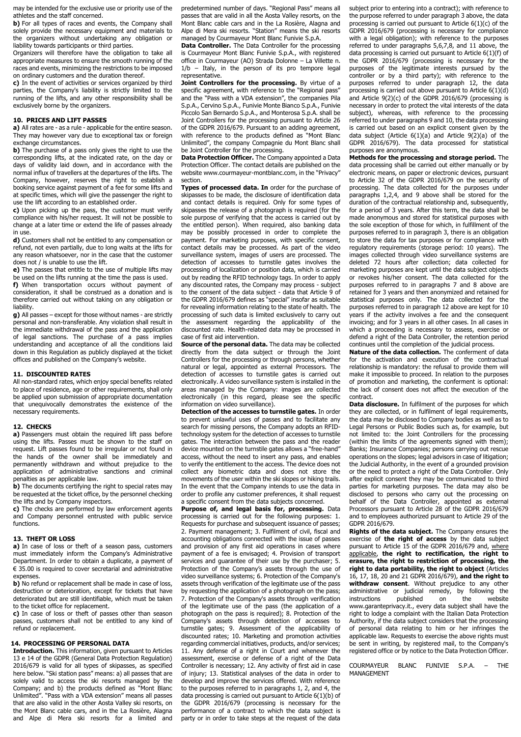may be intended for the exclusive use or priority use of the athletes and the staff concerned.

**b)** For all types of races and events, the Company shall solely provide the necessary equipment and materials to the organizers without undertaking any obligation or liability towards participants or third parties.

Organizers will therefore have the obligation to take all appropriate measures to ensure the smooth running of the races and events, minimizing the restrictions to be imposed on ordinary customers and the duration thereof.

**c)** In the event of activities or services organized by third parties, the Company's liability is strictly limited to the running of the lifts, and any other responsibility shall be exclusively borne by the organizers.

### 10. PRICES AND LIFT PASSES

**a)** All rates are - as a rule - applicable for the entire season. They may however vary due to exceptional tax or foreign exchange circumstances.

**b)** The purchase of a pass only gives the right to use the corresponding lifts, at the indicated rate, on the day or days of validity laid down, and in accordance with the normal influx of travellers at the departures of the lifts. The Company, however, reserves the right to establish a booking service against payment of a fee for some lifts and at specific times, which will give the passenger the right to use the lift according to an established order.

**c)** Upon picking up the pass, the customer must verify compliance with his/her request. It will not be possible to change at a later time or extend the life of passes already in use.

**d)** Customers shall not be entitled to any compensation or refund, not even partially, due to long waits at the lifts for any reason whatsoever, nor in the case that the customer does not / is unable to use the lift.

**e)** The passes that entitle to the use of multiple lifts may be used on the lifts running at the time the pass is used.

**f)** When transportation occurs without payment of consideration, it shall be construed as a donation and is therefore carried out without taking on any obligation or liability.

**g)** All passes – except for those without names - are strictly personal and non-transferable. Any violation shall result in the immediate withdrawal of the pass and the application of legal sanctions. The purchase of a pass implies understanding and acceptance of all the conditions laid down in this Regulation as publicly displayed at the ticket offices and published on the Company's website.

### 11. DISCOUNTED RATES

All non-standard rates, which enjoy special benefits related to place of residence, age or other requirements, shall only be applied upon submission of appropriate documentation that unequivocally demonstrates the existence of the necessary requirements.

### 12. CHECKS

**a)** Passengers must obtain the required lift pass before using the lifts. Passes must be shown to the staff on request. Lift passes found to be irregular or not found in the hands of the owner shall be immediately and permanently withdrawn and without prejudice to the application of administrative sanctions and criminal penalties as per applicable law.

**b)** The documents certifying the right to special rates may be requested at the ticket office, by the personnel checking the lifts and by Company inspectors.

**c)** The checks are performed by law enforcement agents and Company personnel entrusted with public service functions.

### 13. THEFT OR LOSS

**a)** In case of loss or theft of a season pass, customers must immediately inform the Company's Administrative Department. In order to obtain a duplicate, a payment of € 35.00 is required to cover secretarial and administrative expenses.

**b)** No refund or replacement shall be made in case of loss, destruction or deterioration, except for tickets that have deteriorated but are still identifiable, which must be taken to the ticket office for replacement.

**c)** In case of loss or theft of passes other than season passes, customers shall not be entitled to any kind of refund or replacement.

### 14. PROCESSING OF PERSONAL DATA

**Introduction.** This information, given pursuant to Articles 13 e 14 of the GDPR (General Data Protection Regulation) 2016/679 is valid for all types of skipasses, as specified here below. "Ski station pass" means: a) all passes that are solely valid to access the ski resorts managed by the Company; and b) the products defined as "Mont Blanc Unlimited". "Pass with a VDA extension" means all passes that are also valid in the other Aosta Valley ski resorts, on the Mont Blanc cable cars, and in the La Rosière, Alagna and Alpe di Mera ski resorts for a limited and predetermined number of days. "Regional Pass" means all passes that are valid in all the Aosta Valley resorts, on the Mont Blanc cable cars and in the La Rosière, Alagna and Alpe di Mera ski resorts. "Station" means the ski resorts managed by Courmayeur Mont Blanc Funivie S.p.A.

**Data Controller.** The Data Controller for the processing is Courmayeur Mont Blanc Funivie S.p.A., with registered office in Courmayeur (AO) Strada Dolonne – La Villette n. 1/b – Italy, in the person of its pro tempore legal representative.

**Joint Controllers for the processing.** By virtue of a specific agreement, with reference to the "Regional pass" and the "Pass with a VDA extension", the companies Pila S.p.A., Cervino S.p.A., Funivie Monte Bianco S.p.A., Funivie Piccolo San Bernardo S.p.A., and Monterosa S.p.A. shall be Joint Controllers for the processing pursuant to Article 26 of the GDPR 2016/679. Pursuant to an adding agreement, with reference to the products defined as "Mont Blanc Unlimited", the company Compagnie du Mont Blanc shall be Joint Controller for the processing.

**Data Protection Officer.** The Company appointed a Data Protection Officer. The contact details are published on the website www.courmayeur-montblanc.com, in the "Privacy" section.

**Types of processed data. In** order for the purchase of skipasses to be made, the disclosure of identification data and contact details is required. Only for some types of skipasses the release of a photograph is required (for the sole purpose of verifying that the access is carried out by the entitled person). When required, also banking data may be possibly processed in order to complete the payment. For marketing purposes, with specific consent, contact details may be processed. As part of the video surveillance system, images of users are processed. The detection of accesses to turnstile gates involves the processing of localization or position data, which is carried out by reading the RFID technology tags. In order to apply any discounted rates, the Company may process - subject to the consent of the data subject - data that Article 9 of the GDPR 2016/679 defines as "special" insofar as suitable for revealing information relating to the state of health. The processing of such data is limited exclusively to carry out the assessment regarding the applicability of the discounted rate. Health-related data may be processed in case of first aid intervention.

**Source of the personal data.** The data may be collected directly from the data subject or through the Joint Controllers for the processing or through persons, whether natural or legal, appointed as external Processors. The detection of accesses to turnstile gates is carried out electronically. A video surveillance system is installed in the areas managed by the Company: images are collected electronically (in this regard, please see the specific information on video surveillance).

**Detection of the accesses to turnstile gates.** In order to prevent unlawful uses of passes and to facilitate any search for missing persons, the Company adopts an RFID-technology system for the detection of accesses to turnstile gates. The interaction between the pass and the reader device mounted on the turnstile gates allows a "free-hand" access, without the need to insert any pass, and enables to verify the entitlement to the access. The device does not collect any biometric data and does not store the movements of the user within the ski slopes or hiking trails. In the event that the Company intends to use the data in order to profile any customer preferences, it shall request a specific consent from the data subjects concerned.

**Purpose of, and legal basis for, processing.** Data processing is carried out for the following purposes: 1. Requests for purchase and subsequent issuance of passes; 2. Payment management; 3. Fulfilment of civil, fiscal and accounting obligations connected with the issue of passes and provision of any first aid operations in cases where payment of a fee is envisaged; 4. Provision of transport services and guarantee of their use by the purchaser; 5. Protection of the Company's assets through the use of video surveillance systems; 6. Protection of the Company's assets through verification of the legitimate use of the pass by requesting the application of a photograph on the pass; 7. Protection of the Company's assets through verification of the legitimate use of the pass (the application of a photograph on the pass is required); 8. Protection of the Company's assets through detection of accesses to turnstile gates; 9. Assessment of the applicability of discounted rates; 10. Marketing and promotion activities regarding commercial initiatives, products, and/or services; 11. Any defense of a right in Court and whenever the assessment, exercise or defense of a right of the Data Controller is necessary; 12. Any activity of first aid in case of injury; 13. Statistical analyses of the data in order to develop and improve the services offered. With reference to the purposes referred to in paragraphs 1, 2, and 4, the data processing is carried out pursuant to Article 6(1)(b) of the GDPR 2016/679 (processing is necessary for the performance of a contract to which the data subject is party or in order to take steps at the request of the data subject prior to entering into a contract); with reference to the purpose referred to under paragraph 3 above, the data processing is carried out pursuant to Article 6(1)(c) of the GDPR 2016/679 (processing is necessary for compliance with a legal obligation); with reference to the purposes referred to under paragraphs 5,6,7,8, and 11 above, the data processing is carried out pursuant to Article 6(1)(f) of the GDPR 2016/679 (processing is necessary for the purposes of the legitimate interests pursued by the controller or by a third party); with reference to the purposes referred to under paragraph 12, the data processing is carried out above pursuant to Article 6(1)(d) and Article 9(2)(c) of the GDPR 2016/679 (processing is necessary in order to protect the vital interests of the data subject), whereas, with reference to the processing referred to under paragraphs 9 and 10, the data processing is carried out based on an explicit consent given by the data subject (Article 6(1)(a) and Article 9(2)(a) of the GDPR 2016/679). The data processed for statistical purposes are anonymous.

**Methods for the processing and storage period.** The data processing shall be carried out either manually or by electronic means, on paper or electronic devices, pursuant to Article 32 of the GDPR 2016/679 on the security of processing. The data collected for the purposes under paragraphs 1,2,4, and 9 above shall be stored for the duration of the contractual relationship and, subsequently, for a period of 3 years. After this term, the data shall be made anonymous and stored for statistical purposes with the sole exception of those for which, in fulfillment of the purposes referred to in paragraph 3, there is an obligation to store the data for tax purposes or for compliance with regulatory requirements (storage period: 10 years). The images collected through video surveillance systems are deleted 72 hours after collection; data collected for marketing purposes are kept until the data subject objects or revokes his/her consent. The data collected for the purposes referred to in paragraphs 7 and 8 above are retained for 3 years and then anonymized and retained for statistical purposes only. The data collected for the purposes referred to in paragraph 12 above are kept for 10 years if the activity involves a fee and the consequent invoicing; and for 3 years in all other cases. In all cases in which a proceeding is necessary to assess, exercise or defend a right of the Data Controller, the retention period continues until the completion of the judicial process.

**Nature of the data collection.** The conferment of data for the activation and execution of the contractual relationship is mandatory: the refusal to provide them will make it impossible to proceed. In relation to the purposes of promotion and marketing, the conferment is optional: the lack of consent does not affect the execution of the contract.

**Data disclosure.** In fulfilment of the purposes for which they are collected, or in fulfilment of legal requirements, the data may be disclosed to Company bodies as well as to Legal Persons or Public Bodies such as, for example, but not limited to: the Joint Controllers for the processing (within the limits of the agreements signed with them); Banks; Insurance Companies; persons carrying out rescue operations on the slopes; legal advisors in case of litigation; the Judicial Authority, in the event of a grounded provision or the need to protect a right of the Data Controller. Only after explicit consent they may be communicated to third parties for marketing purposes. The data may also be disclosed to persons who carry out the processing on behalf of the Data Controller, appointed as external Processors pursuant to Article 28 of the GDPR 2016/679 and to employees authorized pursuant to Article 29 of the GDPR 2016/679.

**Rights of the data subject.** The Company ensures the exercise of **the right of access** by the data subject pursuant to Article 15 of the GDPR 2016/679 and, where applicable, **the right to rectification, the right to erasure, the right to restriction of processing, the right to data portability, the right to object** (Articles 16, 17, 18, 20 and 21 GDPR 2016/679), **and the right to withdraw consent**. Without prejudice to any other administrative or judicial remedy, by following the instructions published on the website www.garanteprivacy.it., every data subject shall have the right to lodge a complaint with the Italian Data Protection Authority, if the data subject considers that the processing of personal data relating to him or her infringes the applicable law. Requests to exercise the above rights must be sent in writing, by registered mail, to the Company's registered office or by notice to the Data Protection Officer.

COURMAYEUR BLANC FUNIVIE S.P.A. – THE MANAGEMENT